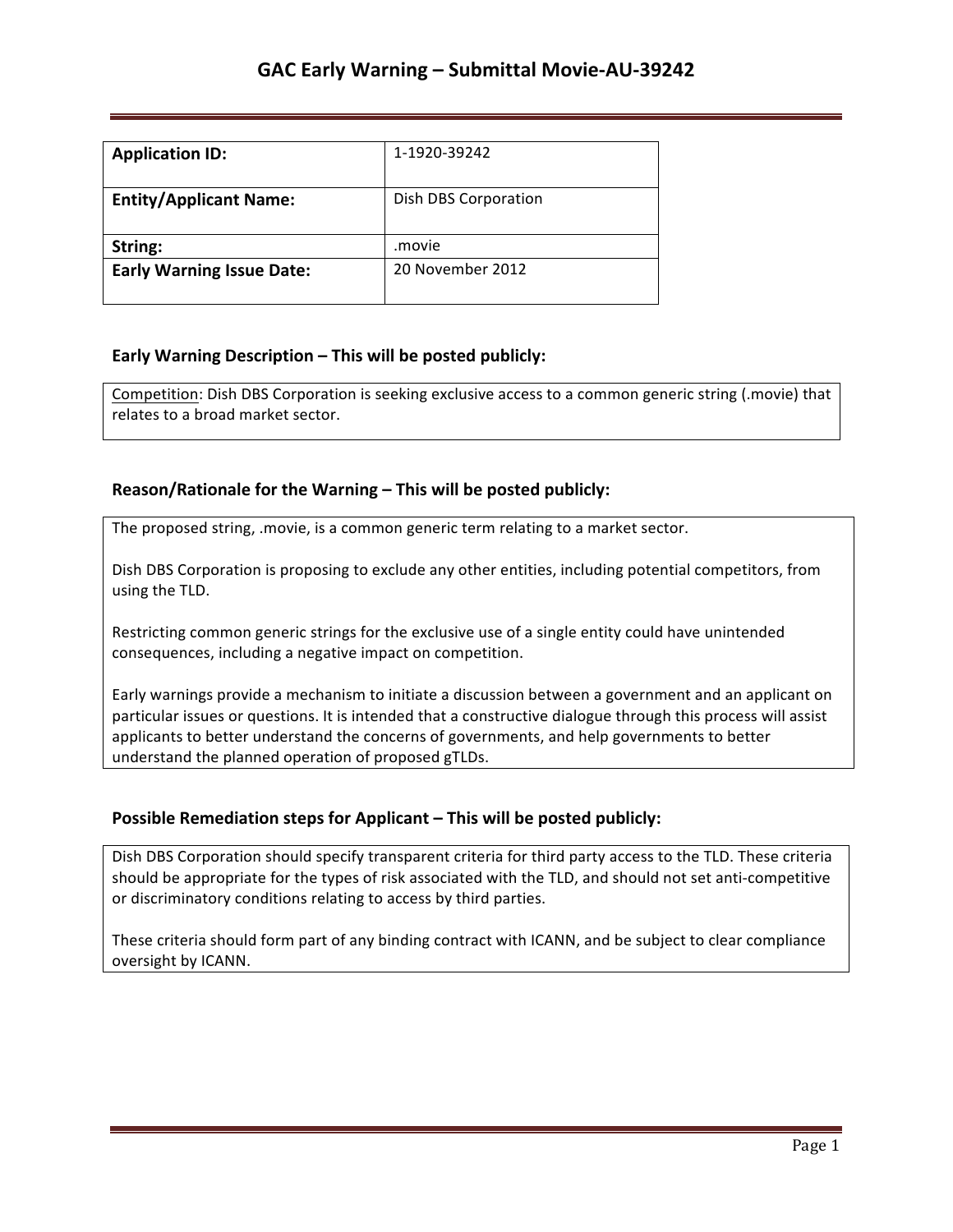# GAC Early Warning – Submittal Movie-AU-39242

| **Application ID:** | 1-1920-39242 |
|---|---|
| **Entity/Applicant Name:** | Dish DBS Corporation |
| **String:** | .movie |
| **Early Warning Issue Date:** | 20 November 2012 |

## Early Warning Description – This will be posted publicly:

Competition: Dish DBS Corporation is seeking exclusive access to a common generic string (.movie) that relates to a broad market sector.

## Reason/Rationale for the Warning – This will be posted publicly:

The proposed string, .movie, is a common generic term relating to a market sector.

Dish DBS Corporation is proposing to exclude any other entities, including potential competitors, from using the TLD.

Restricting common generic strings for the exclusive use of a single entity could have unintended consequences, including a negative impact on competition.

Early warnings provide a mechanism to initiate a discussion between a government and an applicant on particular issues or questions. It is intended that a constructive dialogue through this process will assist applicants to better understand the concerns of governments, and help governments to better understand the planned operation of proposed gTLDs.

## Possible Remediation steps for Applicant – This will be posted publicly:

Dish DBS Corporation should specify transparent criteria for third party access to the TLD. These criteria should be appropriate for the types of risk associated with the TLD, and should not set anti-competitive or discriminatory conditions relating to access by third parties.

These criteria should form part of any binding contract with ICANN, and be subject to clear compliance oversight by ICANN.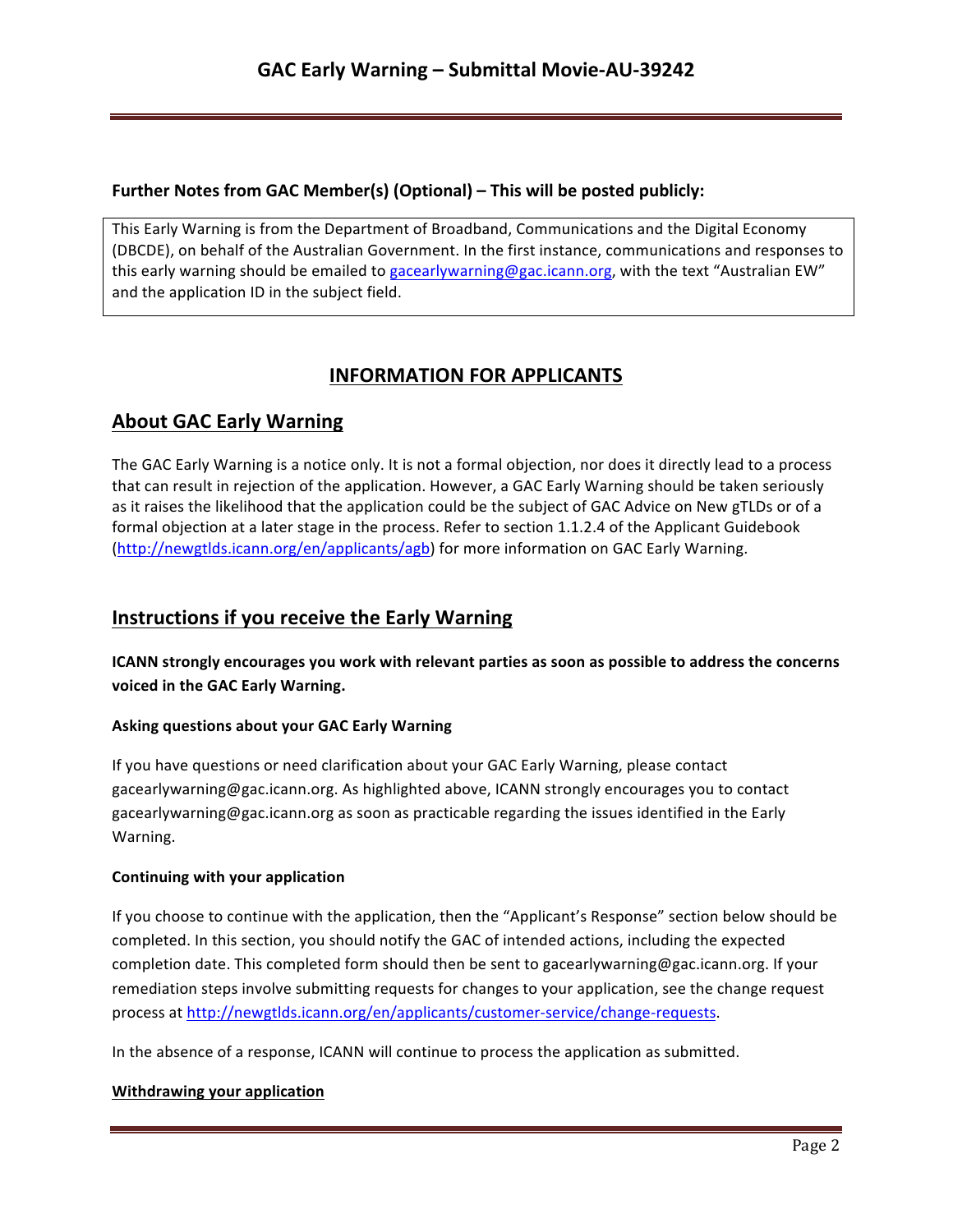**Further Notes from GAC Member(s) (Optional) – This will be posted publicly:**

This Early Warning is from the Department of Broadband, Communications and the Digital Economy (DBCDE), on behalf of the Australian Government. In the first instance, communications and responses to this early warning should be emailed to gacearlywarning@gac.icann.org, with the text "Australian EW" and the application ID in the subject field.

## INFORMATION FOR APPLICANTS

## About GAC Early Warning

The GAC Early Warning is a notice only. It is not a formal objection, nor does it directly lead to a process that can result in rejection of the application. However, a GAC Early Warning should be taken seriously as it raises the likelihood that the application could be the subject of GAC Advice on New gTLDs or of a formal objection at a later stage in the process. Refer to section 1.1.2.4 of the Applicant Guidebook (http://newgtlds.icann.org/en/applicants/agb) for more information on GAC Early Warning.

## Instructions if you receive the Early Warning

**ICANN strongly encourages you work with relevant parties as soon as possible to address the concerns voiced in the GAC Early Warning.**

#### Asking questions about your GAC Early Warning

If you have questions or need clarification about your GAC Early Warning, please contact gacearlywarning@gac.icann.org. As highlighted above, ICANN strongly encourages you to contact gacearlywarning@gac.icann.org as soon as practicable regarding the issues identified in the Early Warning.

#### Continuing with your application

If you choose to continue with the application, then the "Applicant's Response" section below should be completed. In this section, you should notify the GAC of intended actions, including the expected completion date. This completed form should then be sent to gacearlywarning@gac.icann.org. If your remediation steps involve submitting requests for changes to your application, see the change request process at http://newgtlds.icann.org/en/applicants/customer-service/change-requests.

In the absence of a response, ICANN will continue to process the application as submitted.

#### Withdrawing your application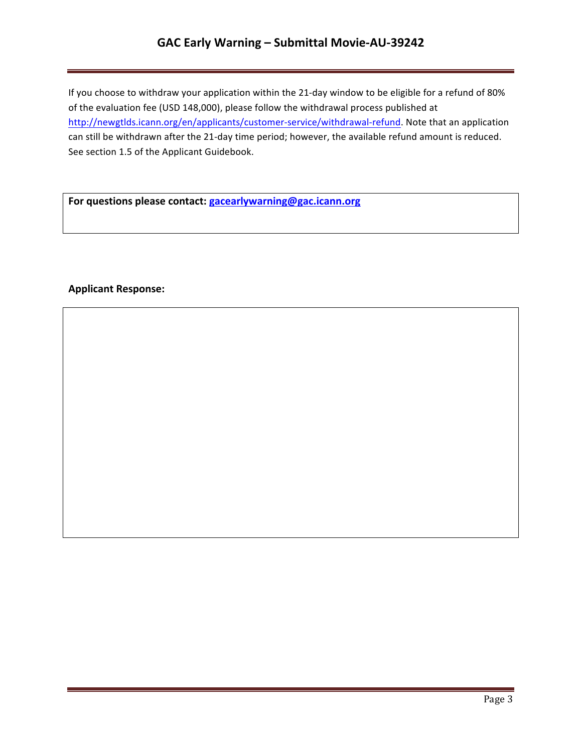If you choose to withdraw your application within the 21-day window to be eligible for a refund of 80% of the evaluation fee (USD 148,000), please follow the withdrawal process published at http://newgtlds.icann.org/en/applicants/customer-service/withdrawal-refund. Note that an application can still be withdrawn after the 21-day time period; however, the available refund amount is reduced. See section 1.5 of the Applicant Guidebook.

**For questions please contact: gacearlywarning@gac.icann.org**

**Applicant Response:**